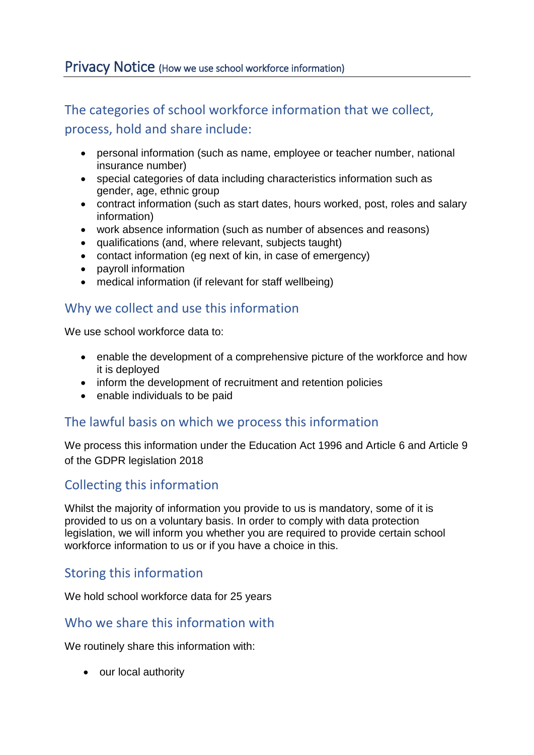# Privacy Notice (How we use school workforce information)

## The categories of school workforce information that we collect, process, hold and share include:

- personal information (such as name, employee or teacher number, national insurance number)
- special categories of data including characteristics information such as gender, age, ethnic group
- contract information (such as start dates, hours worked, post, roles and salary information)
- work absence information (such as number of absences and reasons)
- qualifications (and, where relevant, subjects taught)
- contact information (eg next of kin, in case of emergency)
- payroll information
- medical information (if relevant for staff wellbeing)

## Why we collect and use this information

We use school workforce data to:

- enable the development of a comprehensive picture of the workforce and how it is deployed
- inform the development of recruitment and retention policies
- enable individuals to be paid

## The lawful basis on which we process this information

We process this information under the Education Act 1996 and Article 6 and Article 9 of the GDPR legislation 2018

## Collecting this information

Whilst the majority of information you provide to us is mandatory, some of it is provided to us on a voluntary basis. In order to comply with data protection legislation, we will inform you whether you are required to provide certain school workforce information to us or if you have a choice in this.

## Storing this information

We hold school workforce data for 25 years

## Who we share this information with

We routinely share this information with:

- our local authority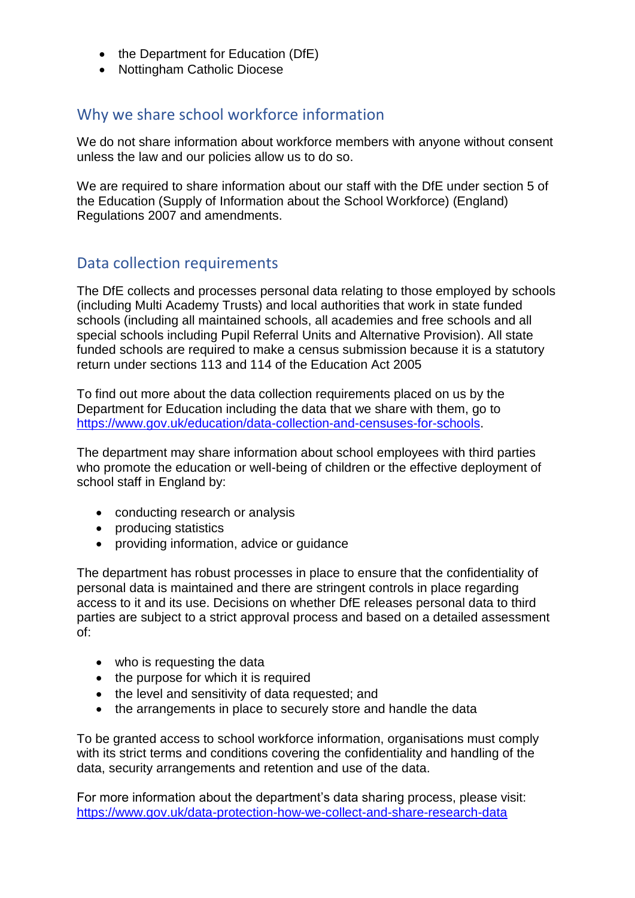- the Department for Education (DfE)
- Nottingham Catholic Diocese

## Why we share school workforce information

We do not share information about workforce members with anyone without consent unless the law and our policies allow us to do so.

We are required to share information about our staff with the DfE under section 5 of the Education (Supply of Information about the School Workforce) (England) Regulations 2007 and amendments.

## Data collection requirements

The DfE collects and processes personal data relating to those employed by schools (including Multi Academy Trusts) and local authorities that work in state funded schools (including all maintained schools, all academies and free schools and all special schools including Pupil Referral Units and Alternative Provision). All state funded schools are required to make a census submission because it is a statutory return under sections 113 and 114 of the Education Act 2005

To find out more about the data collection requirements placed on us by the Department for Education including the data that we share with them, go to https://www.gov.uk/education/data-collection-and-censuses-for-schools.

The department may share information about school employees with third parties who promote the education or well-being of children or the effective deployment of school staff in England by:

- conducting research or analysis
- producing statistics
- providing information, advice or guidance

The department has robust processes in place to ensure that the confidentiality of personal data is maintained and there are stringent controls in place regarding access to it and its use. Decisions on whether DfE releases personal data to third parties are subject to a strict approval process and based on a detailed assessment of:

- who is requesting the data
- the purpose for which it is required
- the level and sensitivity of data requested; and
- the arrangements in place to securely store and handle the data

To be granted access to school workforce information, organisations must comply with its strict terms and conditions covering the confidentiality and handling of the data, security arrangements and retention and use of the data.

For more information about the department's data sharing process, please visit: https://www.gov.uk/data-protection-how-we-collect-and-share-research-data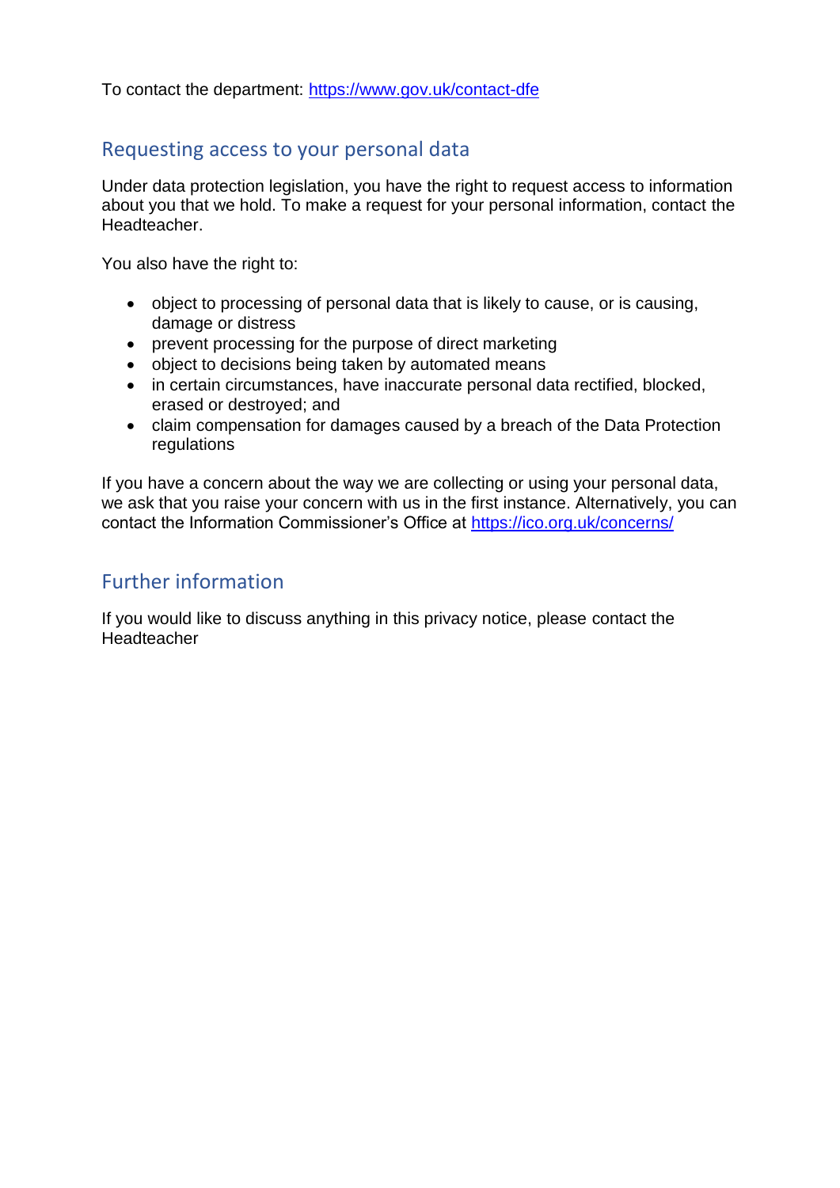To contact the department: https://www.gov.uk/contact-dfe

## Requesting access to your personal data

Under data protection legislation, you have the right to request access to information about you that we hold. To make a request for your personal information, contact the Headteacher.

You also have the right to:

- object to processing of personal data that is likely to cause, or is causing, damage or distress
- prevent processing for the purpose of direct marketing
- object to decisions being taken by automated means
- in certain circumstances, have inaccurate personal data rectified, blocked, erased or destroyed; and
- claim compensation for damages caused by a breach of the Data Protection regulations

If you have a concern about the way we are collecting or using your personal data, we ask that you raise your concern with us in the first instance. Alternatively, you can contact the Information Commissioner's Office at https://ico.org.uk/concerns/

## Further information

If you would like to discuss anything in this privacy notice, please contact the Headteacher